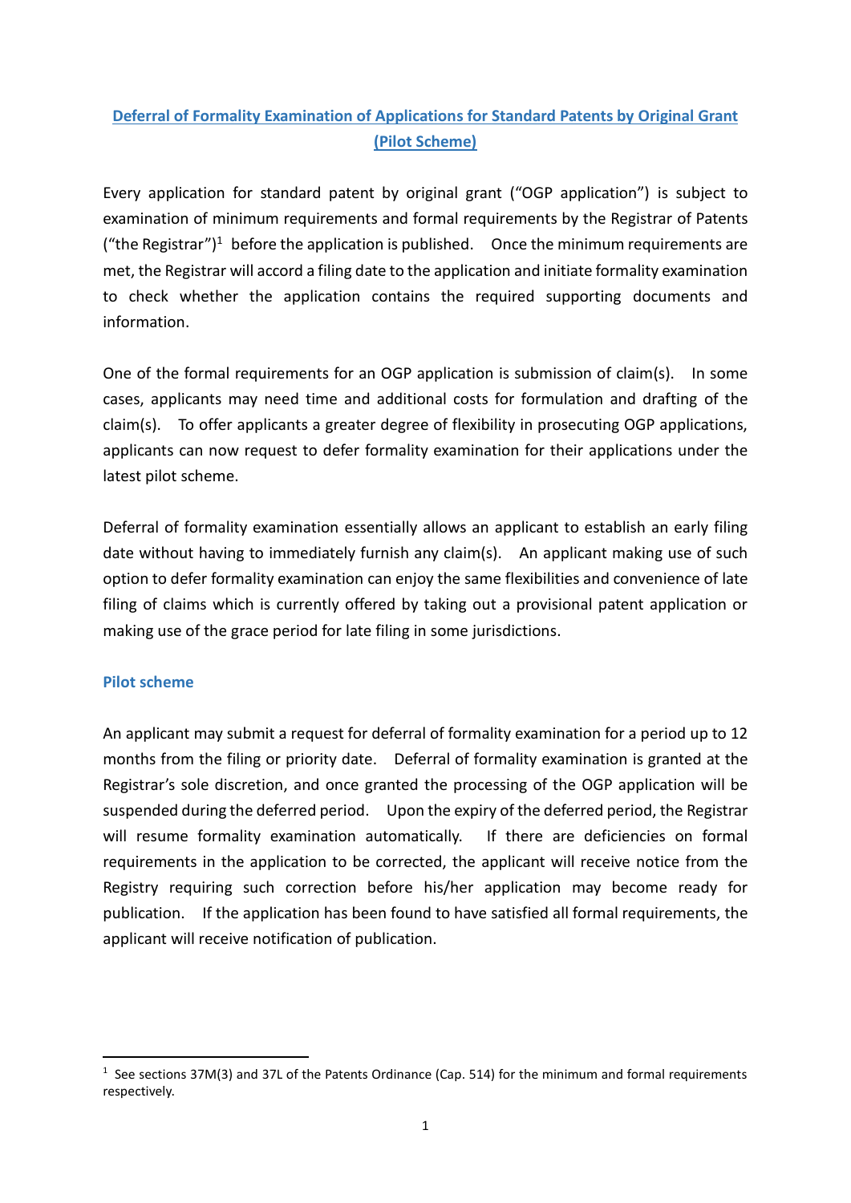# Deferral of Formality Examination of Applications for Standard Patents by Original Grant (Pilot Scheme)

Every application for standard patent by original grant ("OGP application") is subject to examination of minimum requirements and formal requirements by the Registrar of Patents ("the Registrar")[1] before the application is published. Once the minimum requirements are met, the Registrar will accord a filing date to the application and initiate formality examination to check whether the application contains the required supporting documents and information.

One of the formal requirements for an OGP application is submission of claim(s). In some cases, applicants may need time and additional costs for formulation and drafting of the claim(s). To offer applicants a greater degree of flexibility in prosecuting OGP applications, applicants can now request to defer formality examination for their applications under the latest pilot scheme.

Deferral of formality examination essentially allows an applicant to establish an early filing date without having to immediately furnish any claim(s). An applicant making use of such option to defer formality examination can enjoy the same flexibilities and convenience of late filing of claims which is currently offered by taking out a provisional patent application or making use of the grace period for late filing in some jurisdictions.

## Pilot scheme

An applicant may submit a request for deferral of formality examination for a period up to 12 months from the filing or priority date. Deferral of formality examination is granted at the Registrar's sole discretion, and once granted the processing of the OGP application will be suspended during the deferred period. Upon the expiry of the deferred period, the Registrar will resume formality examination automatically. If there are deficiencies on formal requirements in the application to be corrected, the applicant will receive notice from the Registry requiring such correction before his/her application may become ready for publication. If the application has been found to have satisfied all formal requirements, the applicant will receive notification of publication.

---

[1] See sections 37M(3) and 37L of the Patents Ordinance (Cap. 514) for the minimum and formal requirements respectively.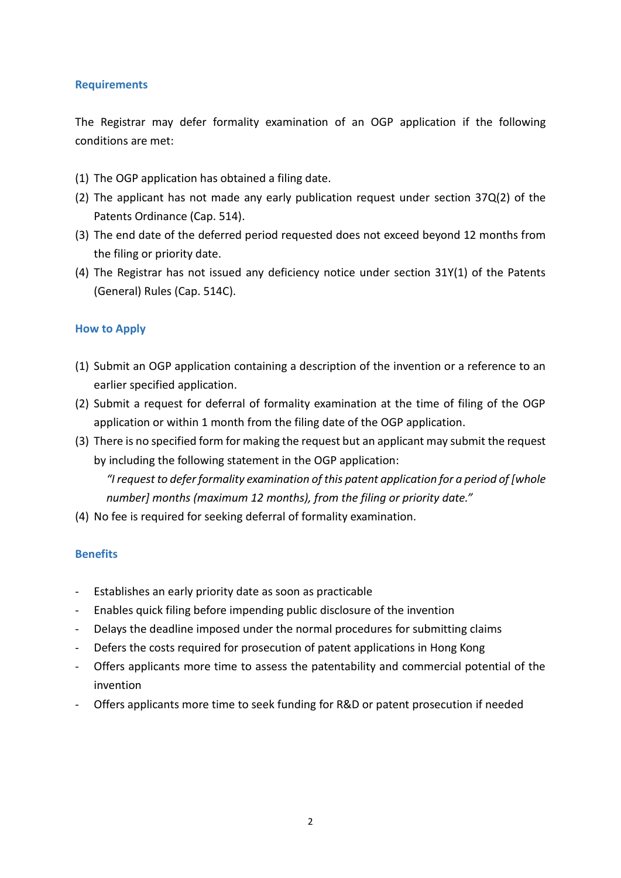## Requirements

The Registrar may defer formality examination of an OGP application if the following conditions are met:

(1) The OGP application has obtained a filing date.
(2) The applicant has not made any early publication request under section 37Q(2) of the Patents Ordinance (Cap. 514).
(3) The end date of the deferred period requested does not exceed beyond 12 months from the filing or priority date.
(4) The Registrar has not issued any deficiency notice under section 31Y(1) of the Patents (General) Rules (Cap. 514C).

## How to Apply

(1) Submit an OGP application containing a description of the invention or a reference to an earlier specified application.
(2) Submit a request for deferral of formality examination at the time of filing of the OGP application or within 1 month from the filing date of the OGP application.
(3) There is no specified form for making the request but an applicant may submit the request by including the following statement in the OGP application:
    *"I request to defer formality examination of this patent application for a period of [whole number] months (maximum 12 months), from the filing or priority date."*
(4) No fee is required for seeking deferral of formality examination.

## Benefits

- Establishes an early priority date as soon as practicable
- Enables quick filing before impending public disclosure of the invention
- Delays the deadline imposed under the normal procedures for submitting claims
- Defers the costs required for prosecution of patent applications in Hong Kong
- Offers applicants more time to assess the patentability and commercial potential of the invention
- Offers applicants more time to seek funding for R&D or patent prosecution if needed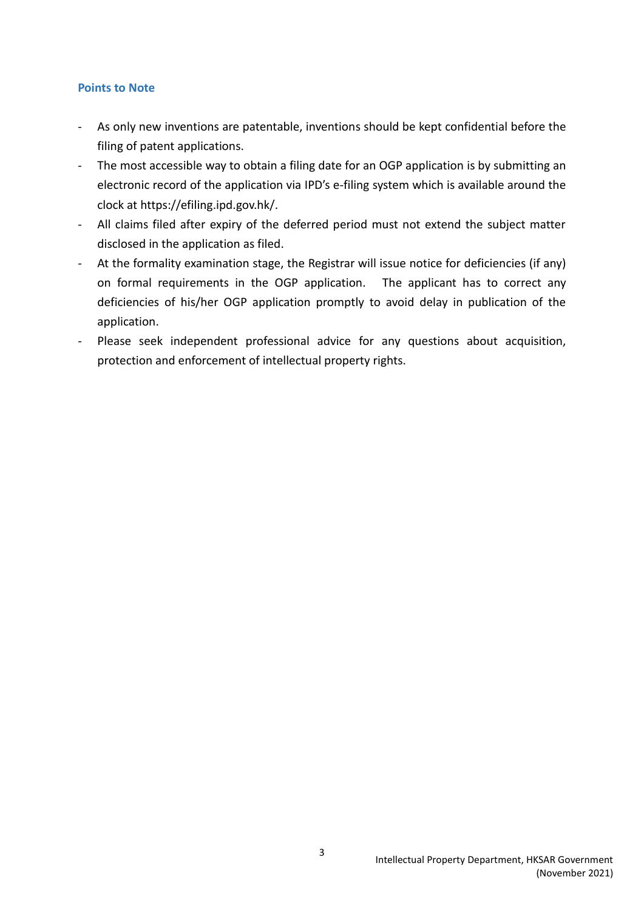## Points to Note

- As only new inventions are patentable, inventions should be kept confidential before the filing of patent applications.
- The most accessible way to obtain a filing date for an OGP application is by submitting an electronic record of the application via IPD's e-filing system which is available around the clock at https://efiling.ipd.gov.hk/.
- All claims filed after expiry of the deferred period must not extend the subject matter disclosed in the application as filed.
- At the formality examination stage, the Registrar will issue notice for deficiencies (if any) on formal requirements in the OGP application. The applicant has to correct any deficiencies of his/her OGP application promptly to avoid delay in publication of the application.
- Please seek independent professional advice for any questions about acquisition, protection and enforcement of intellectual property rights.